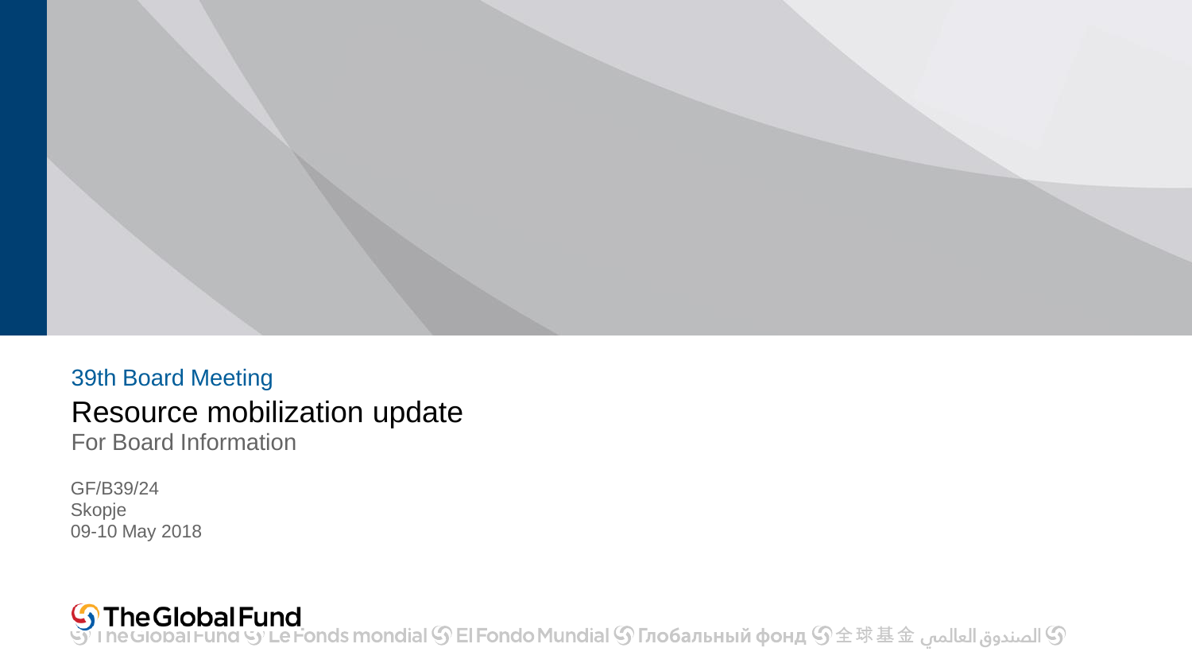39th Board Meeting

# Resource mobilization update

For Board Information

GF/B39/24
Skopje
09-10 May 2018

The Global Fund

The Global Fund Le Fonds mondial El Fondo Mundial Глобальный фонд 全球基金 الصندوق العالمي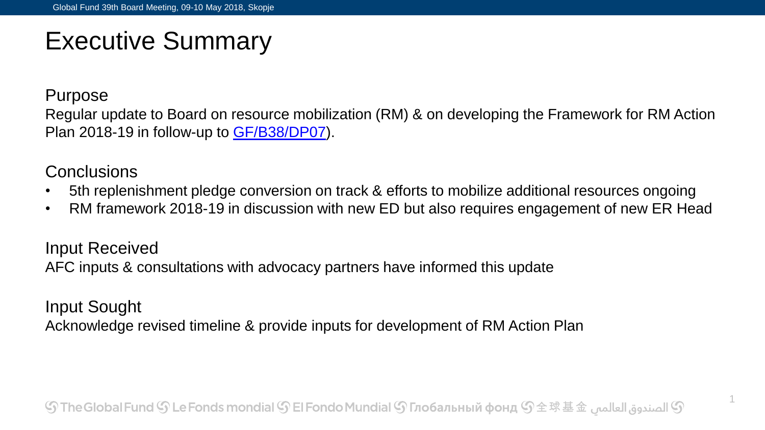# Executive Summary

## Purpose

Regular update to Board on resource mobilization (RM) & on developing the Framework for RM Action Plan 2018-19 in follow-up to GF/B38/DP07).

## Conclusions

- 5th replenishment pledge conversion on track & efforts to mobilize additional resources ongoing
- RM framework 2018-19 in discussion with new ED but also requires engagement of new ER Head

## Input Received

AFC inputs & consultations with advocacy partners have informed this update

## Input Sought

Acknowledge revised timeline & provide inputs for development of RM Action Plan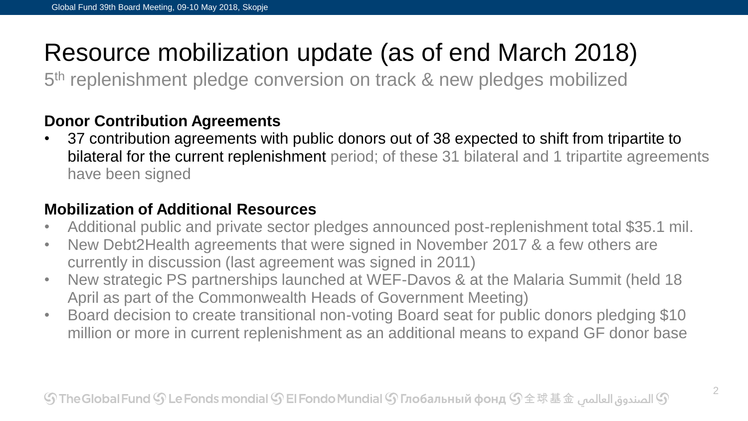# Resource mobilization update (as of end March 2018)

5th replenishment pledge conversion on track & new pledges mobilized

**Donor Contribution Agreements**

- 37 contribution agreements with public donors out of 38 expected to shift from tripartite to bilateral for the current replenishment period; of these 31 bilateral and 1 tripartite agreements have been signed

**Mobilization of Additional Resources**

- Additional public and private sector pledges announced post-replenishment total $35.1 mil.
- New Debt2Health agreements that were signed in November 2017 & a few others are currently in discussion (last agreement was signed in 2011)
- New strategic PS partnerships launched at WEF-Davos & at the Malaria Summit (held 18 April as part of the Commonwealth Heads of Government Meeting)
- Board decision to create transitional non-voting Board seat for public donors pledging $10 million or more in current replenishment as an additional means to expand GF donor base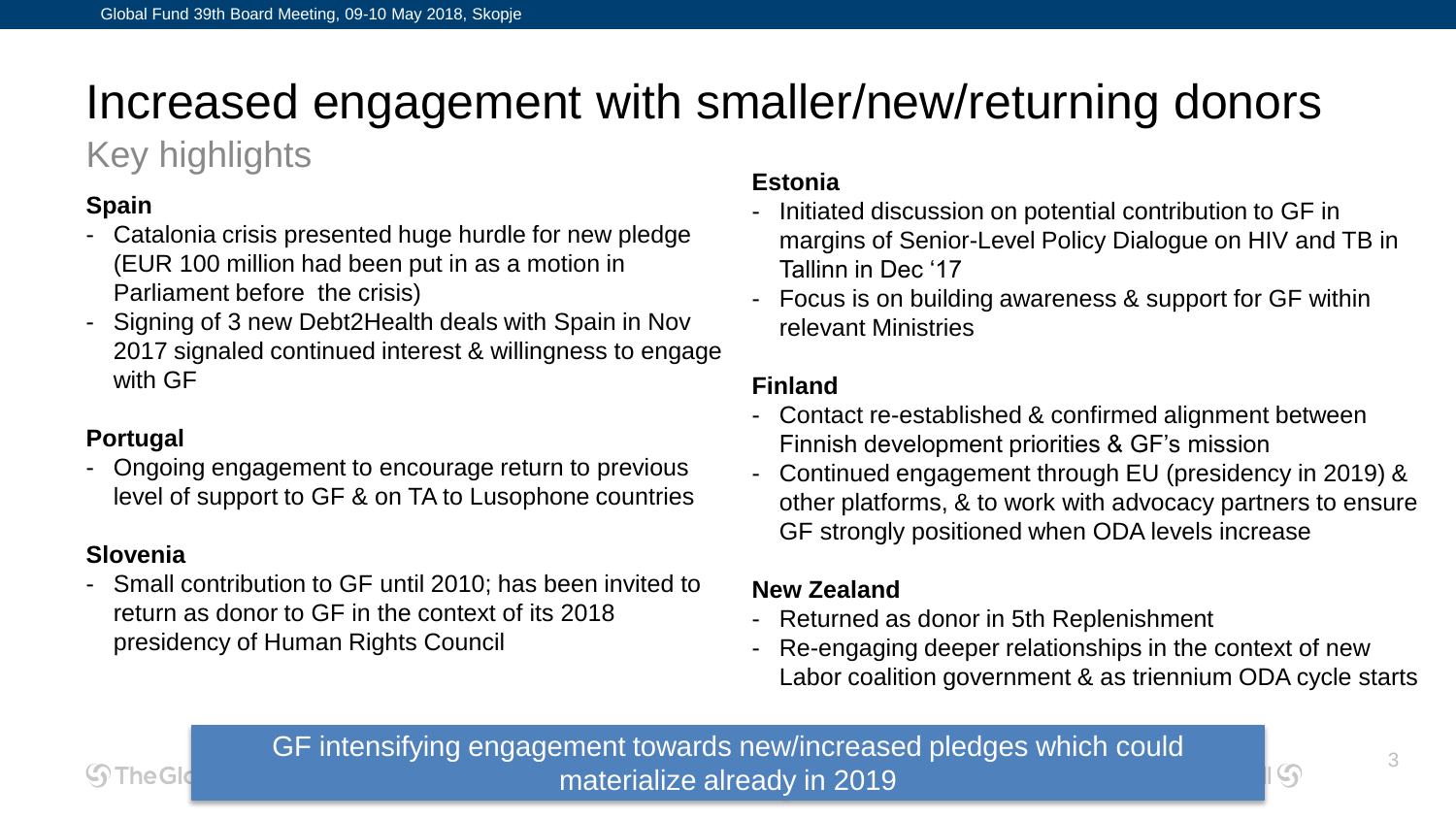# Increased engagement with smaller/new/returning donors

## Key highlights

**Spain**

- Catalonia crisis presented huge hurdle for new pledge (EUR 100 million had been put in as a motion in Parliament before the crisis)
- Signing of 3 new Debt2Health deals with Spain in Nov 2017 signaled continued interest & willingness to engage with GF

**Portugal**

- Ongoing engagement to encourage return to previous level of support to GF & on TA to Lusophone countries

**Slovenia**

- Small contribution to GF until 2010; has been invited to return as donor to GF in the context of its 2018 presidency of Human Rights Council

**Estonia**

- Initiated discussion on potential contribution to GF in margins of Senior-Level Policy Dialogue on HIV and TB in Tallinn in Dec '17
- Focus is on building awareness & support for GF within relevant Ministries

**Finland**

- Contact re-established & confirmed alignment between Finnish development priorities & GF's mission
- Continued engagement through EU (presidency in 2019) & other platforms, & to work with advocacy partners to ensure GF strongly positioned when ODA levels increase

**New Zealand**

- Returned as donor in 5th Replenishment
- Re-engaging deeper relationships in the context of new Labor coalition government & as triennium ODA cycle starts

GF intensifying engagement towards new/increased pledges which could materialize already in 2019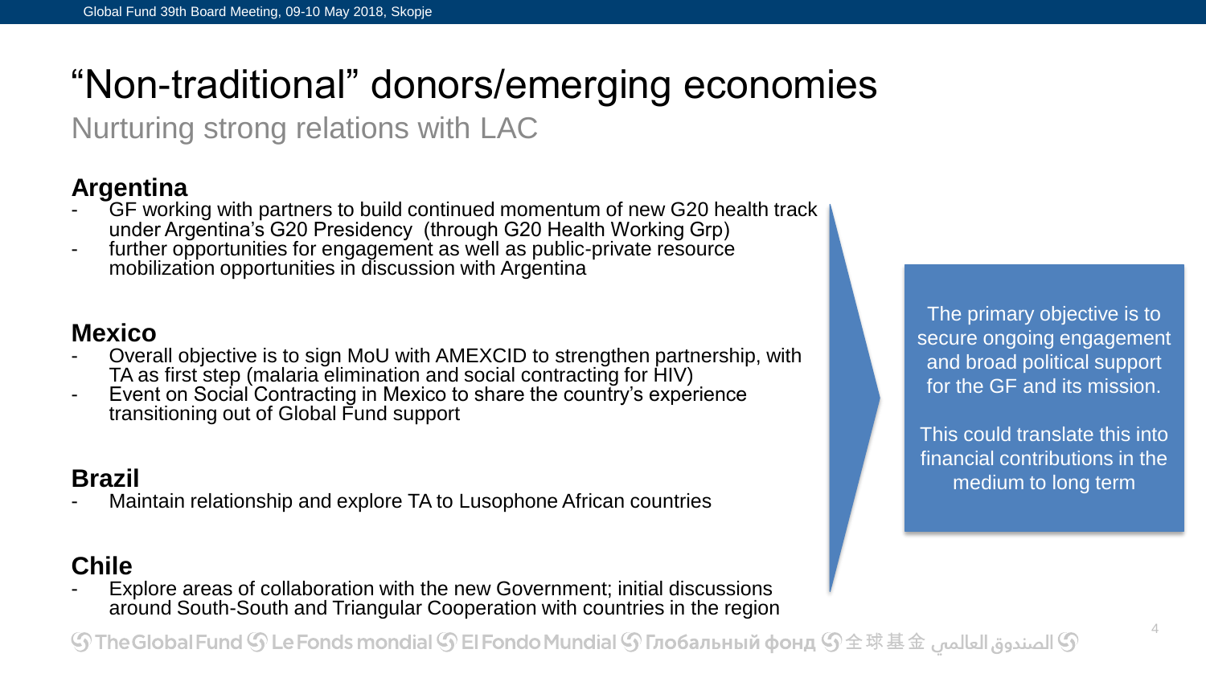# "Non-traditional" donors/emerging economies

Nurturing strong relations with LAC

### Argentina

- GF working with partners to build continued momentum of new G20 health track under Argentina's G20 Presidency (through G20 Health Working Grp)
- further opportunities for engagement as well as public-private resource mobilization opportunities in discussion with Argentina

### Mexico

- Overall objective is to sign MoU with AMEXCID to strengthen partnership, with TA as first step (malaria elimination and social contracting for HIV)
- Event on Social Contracting in Mexico to share the country's experience transitioning out of Global Fund support

### Brazil

- Maintain relationship and explore TA to Lusophone African countries

### Chile

- Explore areas of collaboration with the new Government; initial discussions around South-South and Triangular Cooperation with countries in the region

The primary objective is to secure ongoing engagement and broad political support for the GF and its mission.

This could translate this into financial contributions in the medium to long term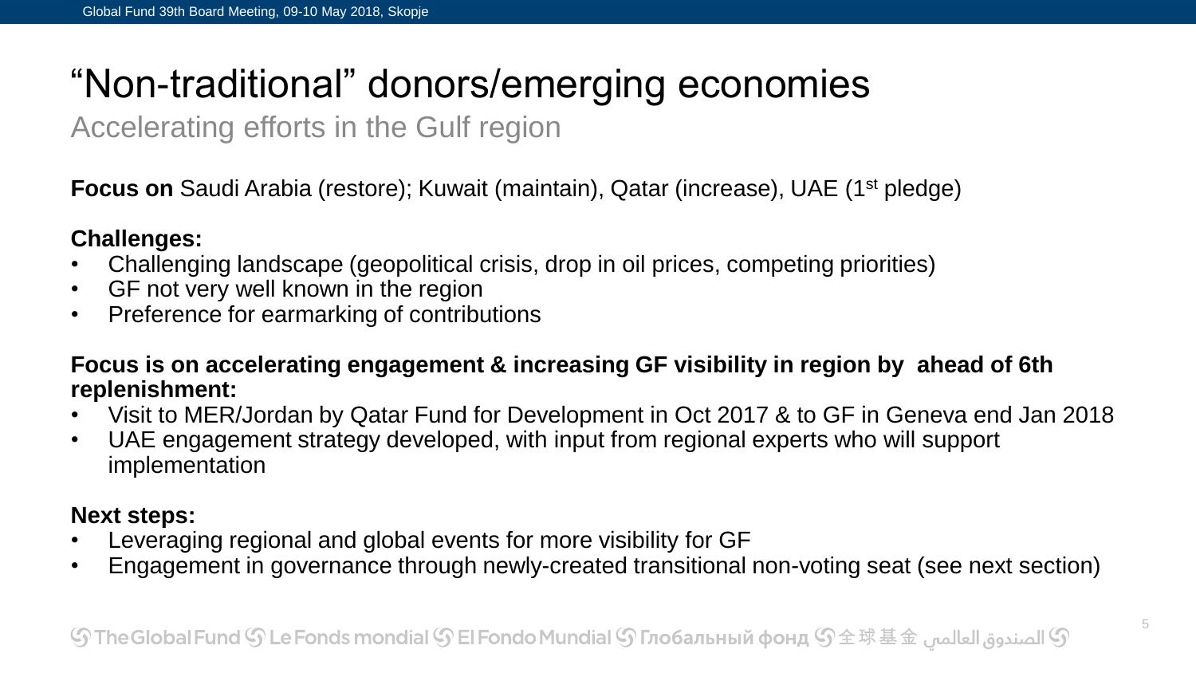# "Non-traditional" donors/emerging economies

Accelerating efforts in the Gulf region

**Focus on** Saudi Arabia (restore); Kuwait (maintain), Qatar (increase), UAE (1st pledge)

**Challenges:**

- Challenging landscape (geopolitical crisis, drop in oil prices, competing priorities)
- GF not very well known in the region
- Preference for earmarking of contributions

**Focus is on accelerating engagement & increasing GF visibility in region by ahead of 6th replenishment:**

- Visit to MER/Jordan by Qatar Fund for Development in Oct 2017 & to GF in Geneva end Jan 2018
- UAE engagement strategy developed, with input from regional experts who will support implementation

**Next steps:**

- Leveraging regional and global events for more visibility for GF
- Engagement in governance through newly-created transitional non-voting seat (see next section)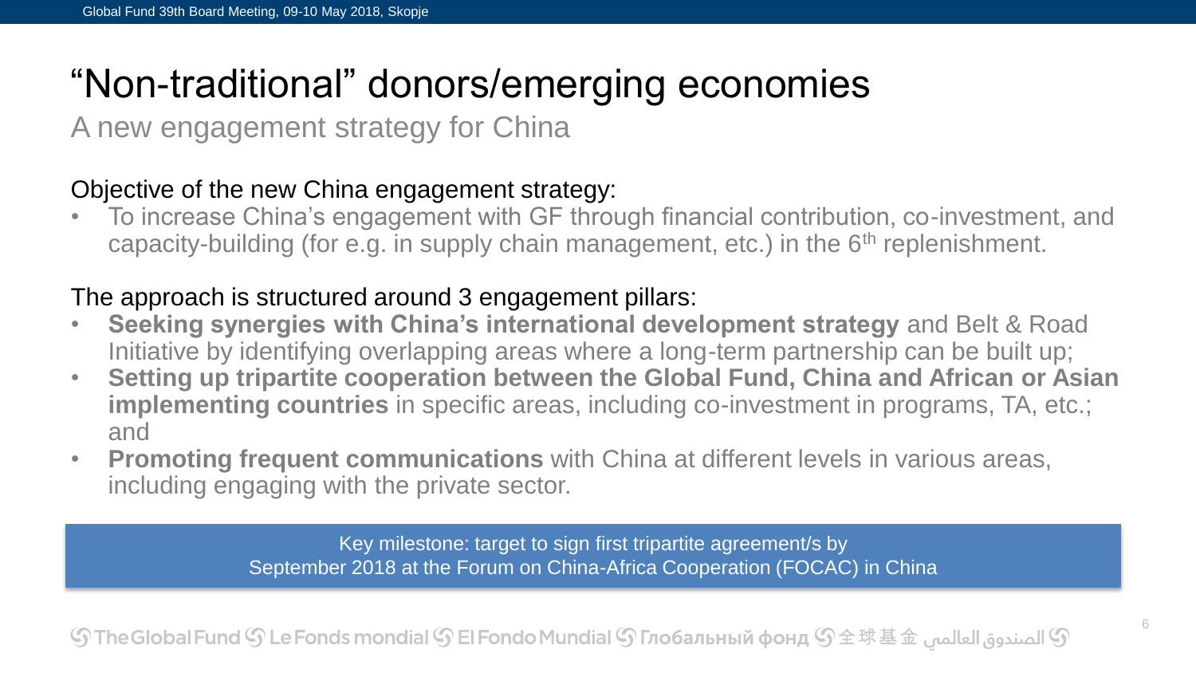# “Non-traditional” donors/emerging economies

## A new engagement strategy for China

Objective of the new China engagement strategy:

- To increase China’s engagement with GF through financial contribution, co-investment, and capacity-building (for e.g. in supply chain management, etc.) in the 6th replenishment.

The approach is structured around 3 engagement pillars:

- **Seeking synergies with China’s international development strategy** and Belt & Road Initiative by identifying overlapping areas where a long-term partnership can be built up;
- **Setting up tripartite cooperation between the Global Fund, China and African or Asian implementing countries** in specific areas, including co-investment in programs, TA, etc.; and
- **Promoting frequent communications** with China at different levels in various areas, including engaging with the private sector.

Key milestone: target to sign first tripartite agreement/s by September 2018 at the Forum on China-Africa Cooperation (FOCAC) in China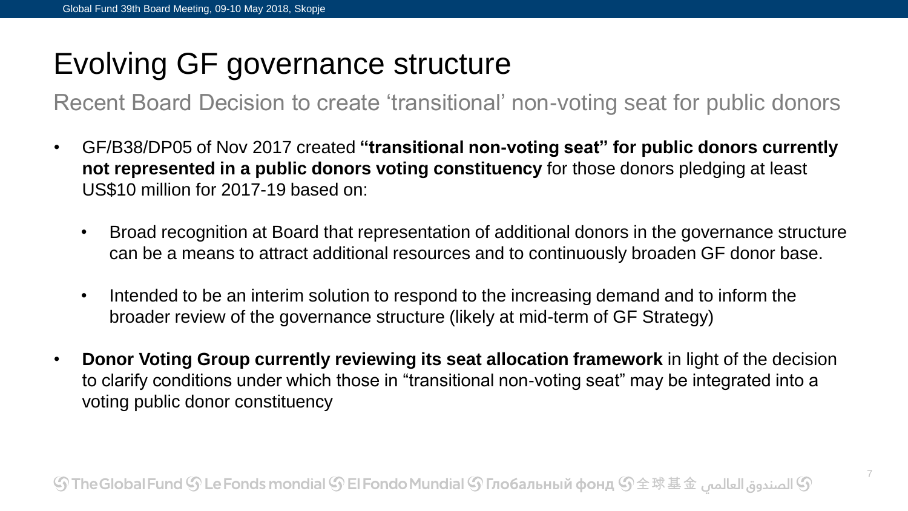# Evolving GF governance structure

## Recent Board Decision to create 'transitional' non-voting seat for public donors

- GF/B38/DP05 of Nov 2017 created **"transitional non-voting seat" for public donors currently not represented in a public donors voting constituency** for those donors pledging at least US$10 million for 2017-19 based on:
  - Broad recognition at Board that representation of additional donors in the governance structure can be a means to attract additional resources and to continuously broaden GF donor base.
  - Intended to be an interim solution to respond to the increasing demand and to inform the broader review of the governance structure (likely at mid-term of GF Strategy)
- **Donor Voting Group currently reviewing its seat allocation framework** in light of the decision to clarify conditions under which those in "transitional non-voting seat" may be integrated into a voting public donor constituency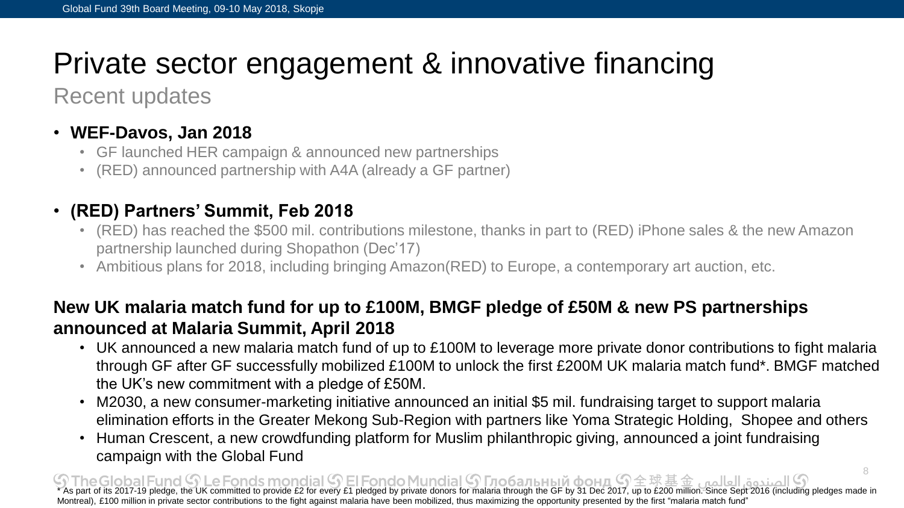# Private sector engagement & innovative financing

## Recent updates

- **WEF-Davos, Jan 2018**
  - GF launched HER campaign & announced new partnerships
  - (RED) announced partnership with A4A (already a GF partner)

- **(RED) Partners' Summit, Feb 2018**
  - (RED) has reached the $500 mil. contributions milestone, thanks in part to (RED) iPhone sales & the new Amazon partnership launched during Shopathon (Dec'17)
  - Ambitious plans for 2018, including bringing Amazon(RED) to Europe, a contemporary art auction, etc.

**New UK malaria match fund for up to £100M, BMGF pledge of £50M & new PS partnerships announced at Malaria Summit, April 2018**

- UK announced a new malaria match fund of up to £100M to leverage more private donor contributions to fight malaria through GF after GF successfully mobilized £100M to unlock the first £200M UK malaria match fund*. BMGF matched the UK's new commitment with a pledge of £50M.
- M2030, a new consumer-marketing initiative announced an initial $5 mil. fundraising target to support malaria elimination efforts in the Greater Mekong Sub-Region with partners like Yoma Strategic Holding, Shopee and others
- Human Crescent, a new crowdfunding platform for Muslim philanthropic giving, announced a joint fundraising campaign with the Global Fund

* As part of its 2017-19 pledge, the UK committed to provide £2 for every £1 pledged by private donors for malaria through the GF by 31 Dec 2017, up to £200 million. Since Sept 2016 (including pledges made in Montreal), £100 million in private sector contributions to the fight against malaria have been mobilized, thus maximizing the opportunity presented by the first "malaria match fund"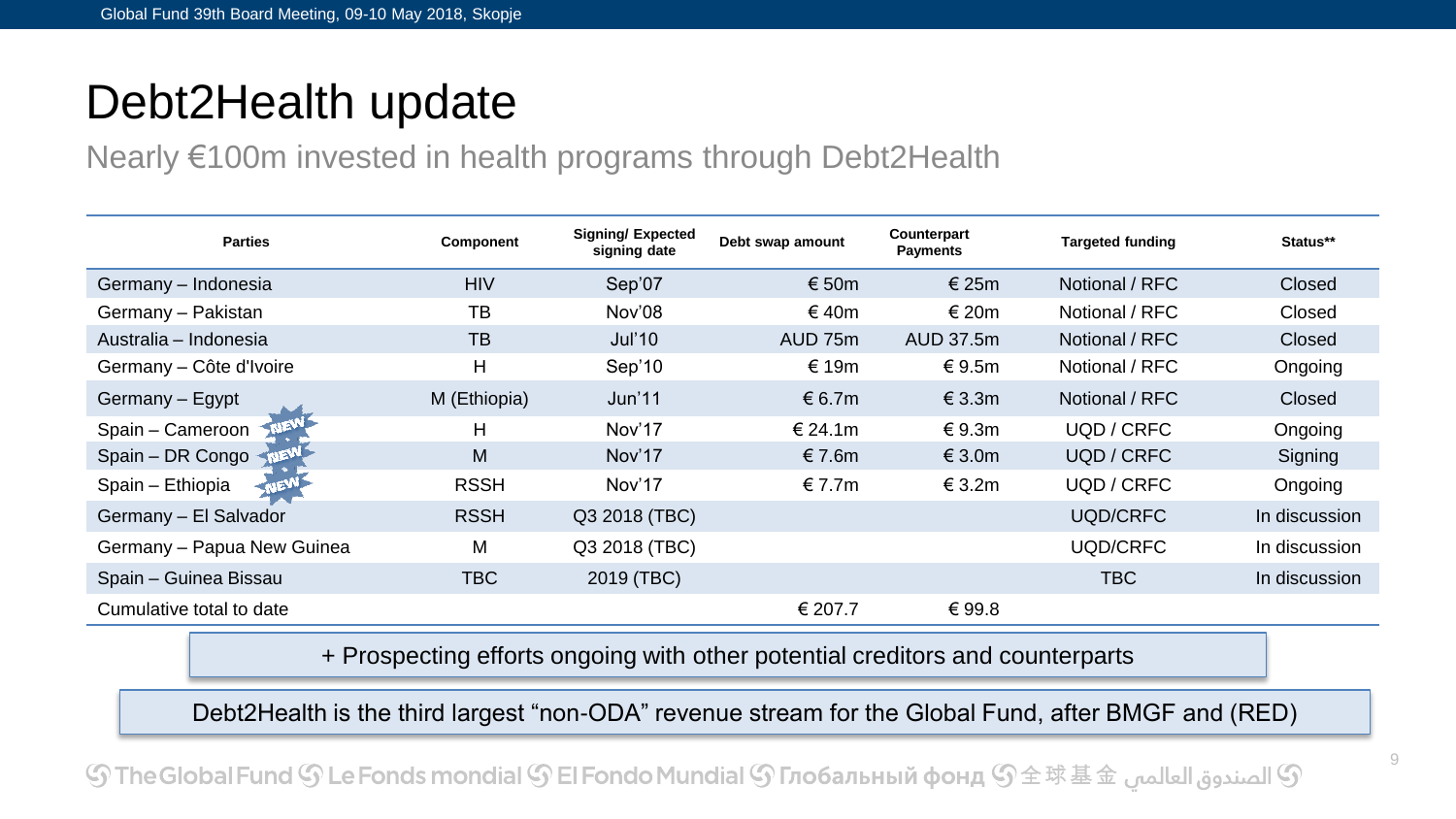# Debt2Health update

Nearly €100m invested in health programs through Debt2Health

| Parties | Component | Signing/ Expected signing date | Debt swap amount | Counterpart Payments | Targeted funding | Status** |
|---|---|---|---|---|---|---|
| Germany – Indonesia | HIV | Sep'07 | € 50m | € 25m | Notional / RFC | Closed |
| Germany – Pakistan | TB | Nov'08 | € 40m | € 20m | Notional / RFC | Closed |
| Australia – Indonesia | TB | Jul'10 | AUD 75m | AUD 37.5m | Notional / RFC | Closed |
| Germany – Côte d'Ivoire | H | Sep'10 | € 19m | € 9.5m | Notional / RFC | Ongoing |
| Germany – Egypt | M (Ethiopia) | Jun'11 | € 6.7m | € 3.3m | Notional / RFC | Closed |
| Spain – Cameroon NEW | H | Nov'17 | € 24.1m | € 9.3m | UQD / CRFC | Ongoing |
| Spain – DR Congo NEW | M | Nov'17 | € 7.6m | € 3.0m | UQD / CRFC | Signing |
| Spain – Ethiopia NEW | RSSH | Nov'17 | € 7.7m | € 3.2m | UQD / CRFC | Ongoing |
| Germany – El Salvador | RSSH | Q3 2018 (TBC) | | | UQD/CRFC | In discussion |
| Germany – Papua New Guinea | M | Q3 2018 (TBC) | | | UQD/CRFC | In discussion |
| Spain – Guinea Bissau | TBC | 2019 (TBC) | | | TBC | In discussion |
| Cumulative total to date | | | € 207.7 | € 99.8 | | |

+ Prospecting efforts ongoing with other potential creditors and counterparts

Debt2Health is the third largest “non-ODA” revenue stream for the Global Fund, after BMGF and (RED)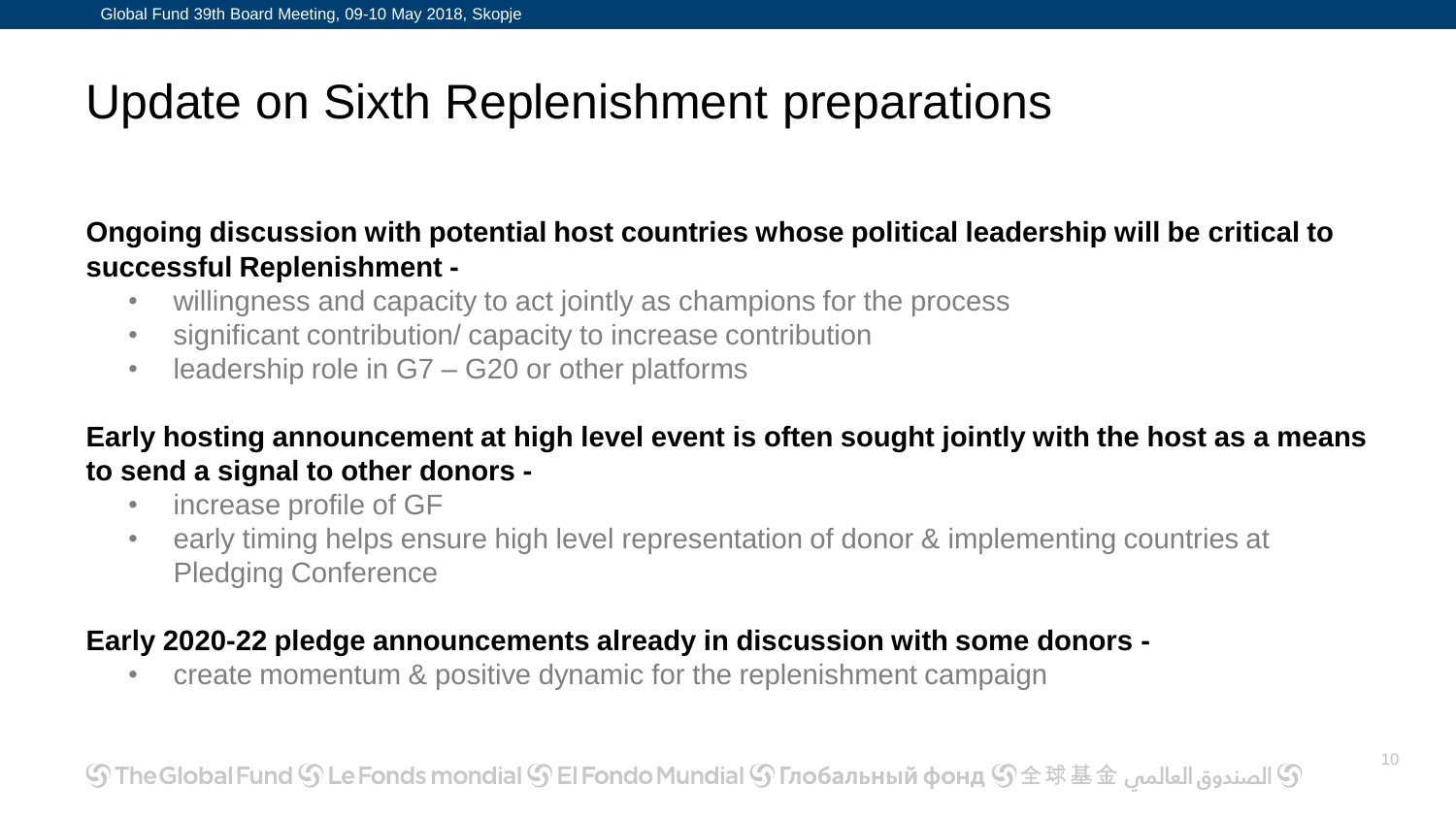# Update on Sixth Replenishment preparations

**Ongoing discussion with potential host countries whose political leadership will be critical to successful Replenishment -**

- willingness and capacity to act jointly as champions for the process
- significant contribution/ capacity to increase contribution
- leadership role in G7 – G20 or other platforms

**Early hosting announcement at high level event is often sought jointly with the host as a means to send a signal to other donors -**

- increase profile of GF
- early timing helps ensure high level representation of donor & implementing countries at Pledging Conference

**Early 2020-22 pledge announcements already in discussion with some donors -**

- create momentum & positive dynamic for the replenishment campaign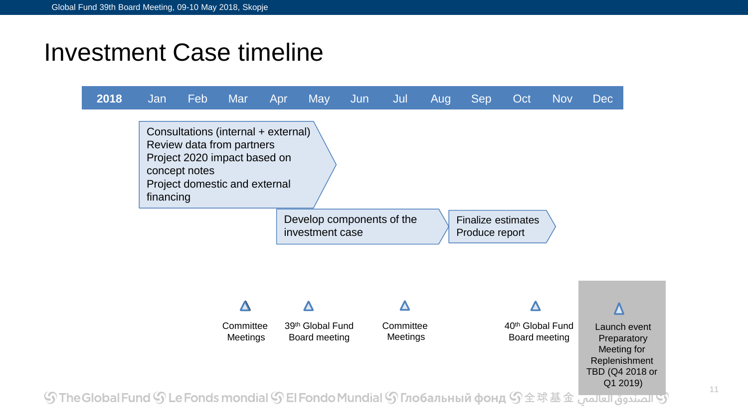# Investment Case timeline

| 2018 | Jan | Feb | Mar | Apr | May | Jun | Jul | Aug | Sep | Oct | Nov | Dec |
|---|---|---|---|---|---|---|---|---|---|---|---|---|

**Jan – Apr:**
- Consultations (internal + external)
- Review data from partners
- Project 2020 impact based on concept notes
- Project domestic and external financing

**Apr – Aug:**
- Develop components of the investment case

**Sep – Oct:**
- Finalize estimates
- Produce report

**Milestones:**
- Committee Meetings (Mar)
- 39th Global Fund Board meeting (May)
- Committee Meetings (Jul)
- 40th Global Fund Board meeting (Nov)
- Launch event Preparatory Meeting for Replenishment TBD (Q4 2018 or Q1 2019)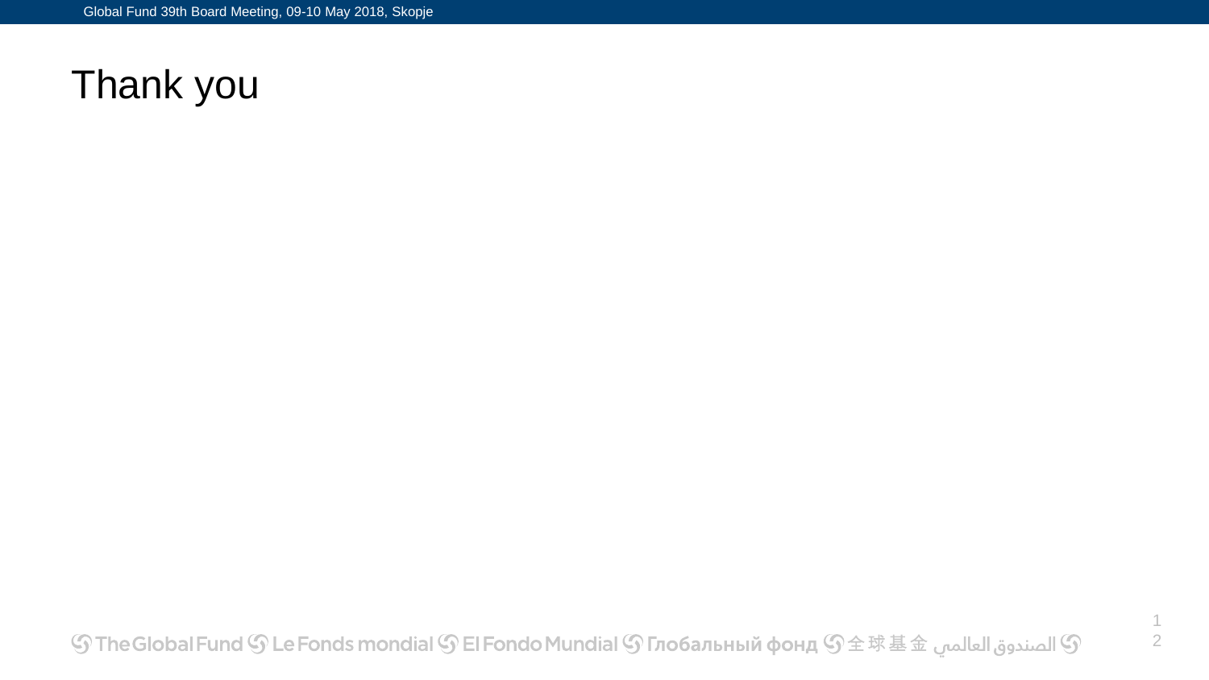# Thank you